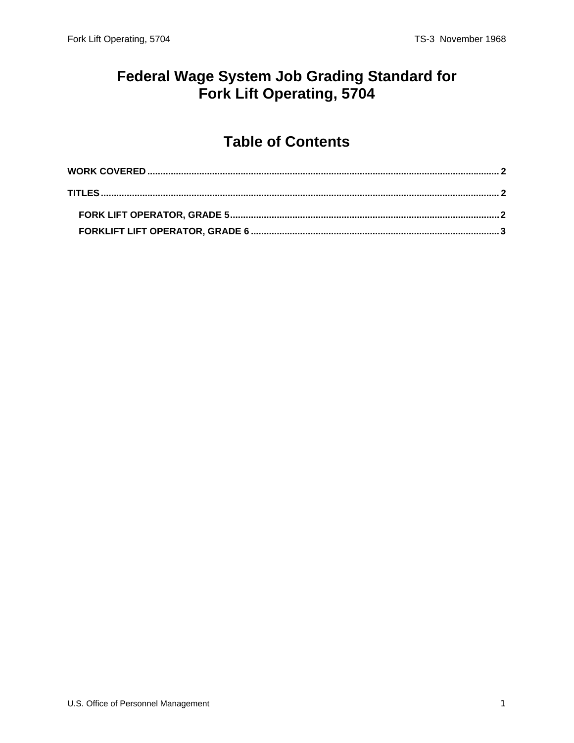# Federal Wage System Job Grading Standard for Fork Lift Operating, 5704

## Table of Contents

**WORK COVERED** .......... 2

**TITLES** .......... 2

- **FORK LIFT OPERATOR, GRADE 5** .......... 2
- **FORKLIFT LIFT OPERATOR, GRADE 6** .......... 3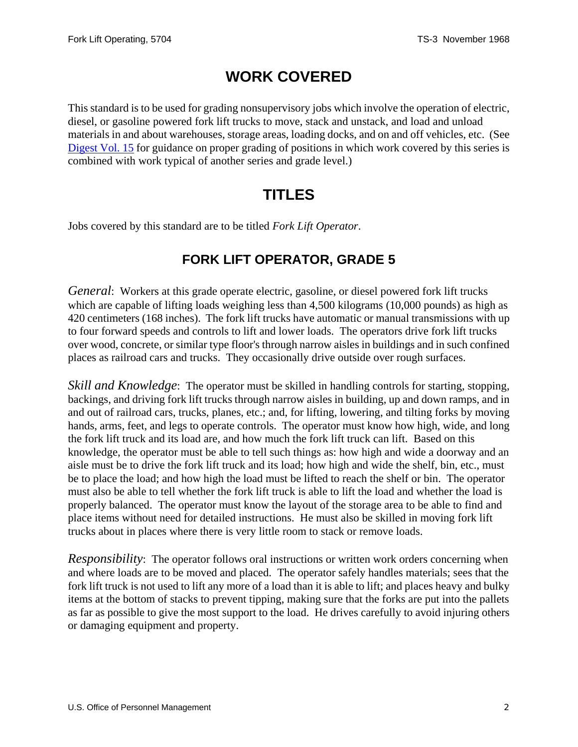# WORK COVERED

This standard is to be used for grading nonsupervisory jobs which involve the operation of electric, diesel, or gasoline powered fork lift trucks to move, stack and unstack, and load and unload materials in and about warehouses, storage areas, loading docks, and on and off vehicles, etc. (See Digest Vol. 15 for guidance on proper grading of positions in which work covered by this series is combined with work typical of another series and grade level.)

# TITLES

Jobs covered by this standard are to be titled *Fork Lift Operator*.

## FORK LIFT OPERATOR, GRADE 5

*General*: Workers at this grade operate electric, gasoline, or diesel powered fork lift trucks which are capable of lifting loads weighing less than 4,500 kilograms (10,000 pounds) as high as 420 centimeters (168 inches). The fork lift trucks have automatic or manual transmissions with up to four forward speeds and controls to lift and lower loads. The operators drive fork lift trucks over wood, concrete, or similar type floor's through narrow aisles in buildings and in such confined places as railroad cars and trucks. They occasionally drive outside over rough surfaces.

*Skill and Knowledge*: The operator must be skilled in handling controls for starting, stopping, backings, and driving fork lift trucks through narrow aisles in building, up and down ramps, and in and out of railroad cars, trucks, planes, etc.; and, for lifting, lowering, and tilting forks by moving hands, arms, feet, and legs to operate controls. The operator must know how high, wide, and long the fork lift truck and its load are, and how much the fork lift truck can lift. Based on this knowledge, the operator must be able to tell such things as: how high and wide a doorway and an aisle must be to drive the fork lift truck and its load; how high and wide the shelf, bin, etc., must be to place the load; and how high the load must be lifted to reach the shelf or bin. The operator must also be able to tell whether the fork lift truck is able to lift the load and whether the load is properly balanced. The operator must know the layout of the storage area to be able to find and place items without need for detailed instructions. He must also be skilled in moving fork lift trucks about in places where there is very little room to stack or remove loads.

*Responsibility*: The operator follows oral instructions or written work orders concerning when and where loads are to be moved and placed. The operator safely handles materials; sees that the fork lift truck is not used to lift any more of a load than it is able to lift; and places heavy and bulky items at the bottom of stacks to prevent tipping, making sure that the forks are put into the pallets as far as possible to give the most support to the load. He drives carefully to avoid injuring others or damaging equipment and property.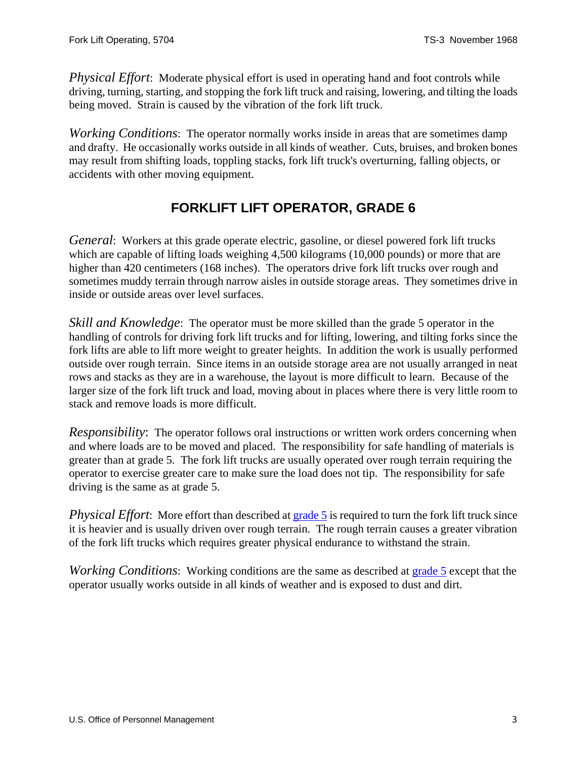*Physical Effort*: Moderate physical effort is used in operating hand and foot controls while driving, turning, starting, and stopping the fork lift truck and raising, lowering, and tilting the loads being moved. Strain is caused by the vibration of the fork lift truck.

*Working Conditions*: The operator normally works inside in areas that are sometimes damp and drafty. He occasionally works outside in all kinds of weather. Cuts, bruises, and broken bones may result from shifting loads, toppling stacks, fork lift truck's overturning, falling objects, or accidents with other moving equipment.

## FORKLIFT LIFT OPERATOR, GRADE 6

*General*: Workers at this grade operate electric, gasoline, or diesel powered fork lift trucks which are capable of lifting loads weighing 4,500 kilograms (10,000 pounds) or more that are higher than 420 centimeters (168 inches). The operators drive fork lift trucks over rough and sometimes muddy terrain through narrow aisles in outside storage areas. They sometimes drive in inside or outside areas over level surfaces.

*Skill and Knowledge*: The operator must be more skilled than the grade 5 operator in the handling of controls for driving fork lift trucks and for lifting, lowering, and tilting forks since the fork lifts are able to lift more weight to greater heights. In addition the work is usually performed outside over rough terrain. Since items in an outside storage area are not usually arranged in neat rows and stacks as they are in a warehouse, the layout is more difficult to learn. Because of the larger size of the fork lift truck and load, moving about in places where there is very little room to stack and remove loads is more difficult.

*Responsibility*: The operator follows oral instructions or written work orders concerning when and where loads are to be moved and placed. The responsibility for safe handling of materials is greater than at grade 5. The fork lift trucks are usually operated over rough terrain requiring the operator to exercise greater care to make sure the load does not tip. The responsibility for safe driving is the same as at grade 5.

*Physical Effort*: More effort than described at grade 5 is required to turn the fork lift truck since it is heavier and is usually driven over rough terrain. The rough terrain causes a greater vibration of the fork lift trucks which requires greater physical endurance to withstand the strain.

*Working Conditions*: Working conditions are the same as described at grade 5 except that the operator usually works outside in all kinds of weather and is exposed to dust and dirt.